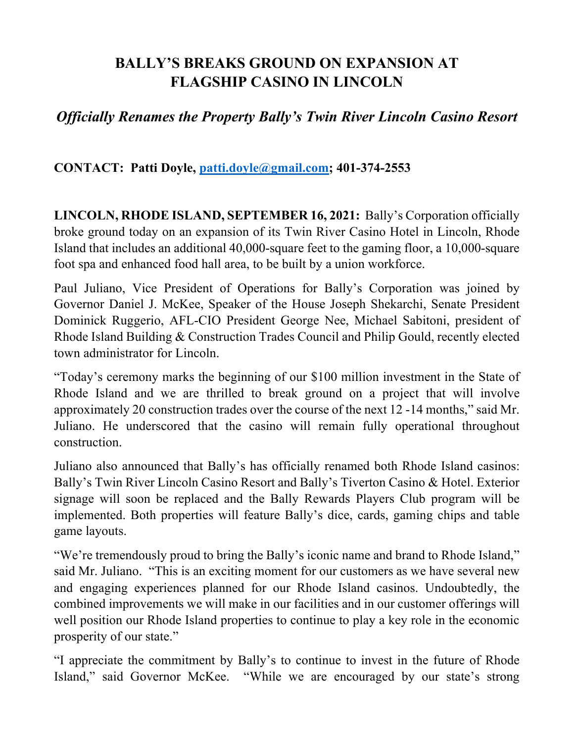# BALLY'S BREAKS GROUND ON EXPANSION AT FLAGSHIP CASINO IN LINCOLN

## *Officially Renames the Property Bally's Twin River Lincoln Casino Resort*

**CONTACT: Patti Doyle, [patti.doyle@gmail.com](mailto:patti.doyle@gmail.com); 401-374-2553**

**LINCOLN, RHODE ISLAND, SEPTEMBER 16, 2021:** Bally's Corporation officially broke ground today on an expansion of its Twin River Casino Hotel in Lincoln, Rhode Island that includes an additional 40,000-square feet to the gaming floor, a 10,000-square foot spa and enhanced food hall area, to be built by a union workforce.

Paul Juliano, Vice President of Operations for Bally's Corporation was joined by Governor Daniel J. McKee, Speaker of the House Joseph Shekarchi, Senate President Dominick Ruggerio, AFL-CIO President George Nee, Michael Sabitoni, president of Rhode Island Building & Construction Trades Council and Philip Gould, recently elected town administrator for Lincoln.

"Today's ceremony marks the beginning of our $100 million investment in the State of Rhode Island and we are thrilled to break ground on a project that will involve approximately 20 construction trades over the course of the next 12 -14 months," said Mr. Juliano. He underscored that the casino will remain fully operational throughout construction.

Juliano also announced that Bally's has officially renamed both Rhode Island casinos: Bally's Twin River Lincoln Casino Resort and Bally's Tiverton Casino & Hotel. Exterior signage will soon be replaced and the Bally Rewards Players Club program will be implemented. Both properties will feature Bally's dice, cards, gaming chips and table game layouts.

"We're tremendously proud to bring the Bally's iconic name and brand to Rhode Island," said Mr. Juliano. "This is an exciting moment for our customers as we have several new and engaging experiences planned for our Rhode Island casinos. Undoubtedly, the combined improvements we will make in our facilities and in our customer offerings will well position our Rhode Island properties to continue to play a key role in the economic prosperity of our state."

"I appreciate the commitment by Bally's to continue to invest in the future of Rhode Island," said Governor McKee. "While we are encouraged by our state's strong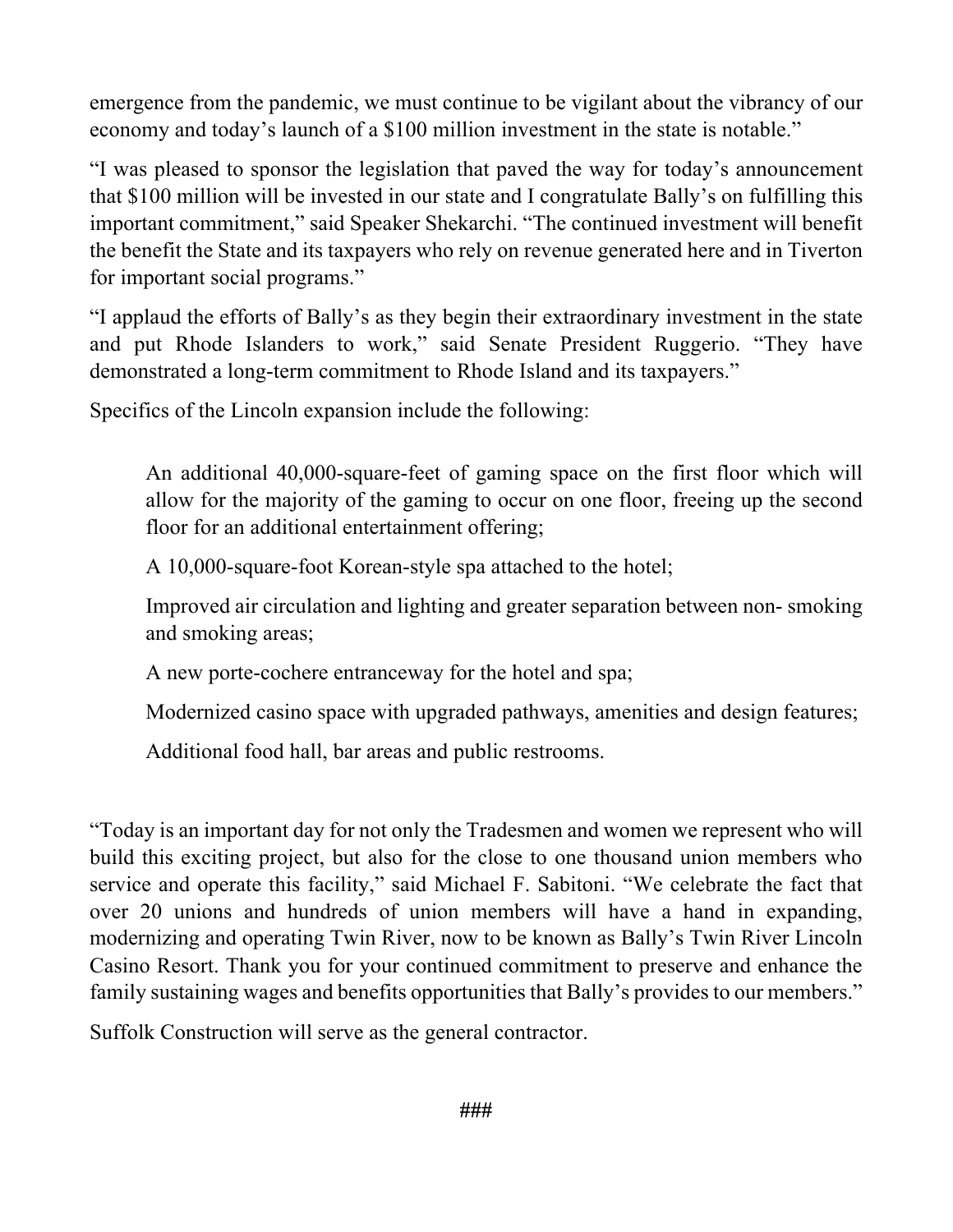emergence from the pandemic, we must continue to be vigilant about the vibrancy of our economy and today's launch of a $100 million investment in the state is notable."

"I was pleased to sponsor the legislation that paved the way for today's announcement that $100 million will be invested in our state and I congratulate Bally's on fulfilling this important commitment," said Speaker Shekarchi. "The continued investment will benefit the benefit the State and its taxpayers who rely on revenue generated here and in Tiverton for important social programs."

"I applaud the efforts of Bally's as they begin their extraordinary investment in the state and put Rhode Islanders to work," said Senate President Ruggerio. "They have demonstrated a long-term commitment to Rhode Island and its taxpayers."

Specifics of the Lincoln expansion include the following:

> An additional 40,000-square-feet of gaming space on the first floor which will allow for the majority of the gaming to occur on one floor, freeing up the second floor for an additional entertainment offering;
>
> A 10,000-square-foot Korean-style spa attached to the hotel;
>
> Improved air circulation and lighting and greater separation between non- smoking and smoking areas;
>
> A new porte-cochere entranceway for the hotel and spa;
>
> Modernized casino space with upgraded pathways, amenities and design features;
>
> Additional food hall, bar areas and public restrooms.

"Today is an important day for not only the Tradesmen and women we represent who will build this exciting project, but also for the close to one thousand union members who service and operate this facility," said Michael F. Sabitoni. "We celebrate the fact that over 20 unions and hundreds of union members will have a hand in expanding, modernizing and operating Twin River, now to be known as Bally's Twin River Lincoln Casino Resort. Thank you for your continued commitment to preserve and enhance the family sustaining wages and benefits opportunities that Bally's provides to our members."

Suffolk Construction will serve as the general contractor.

###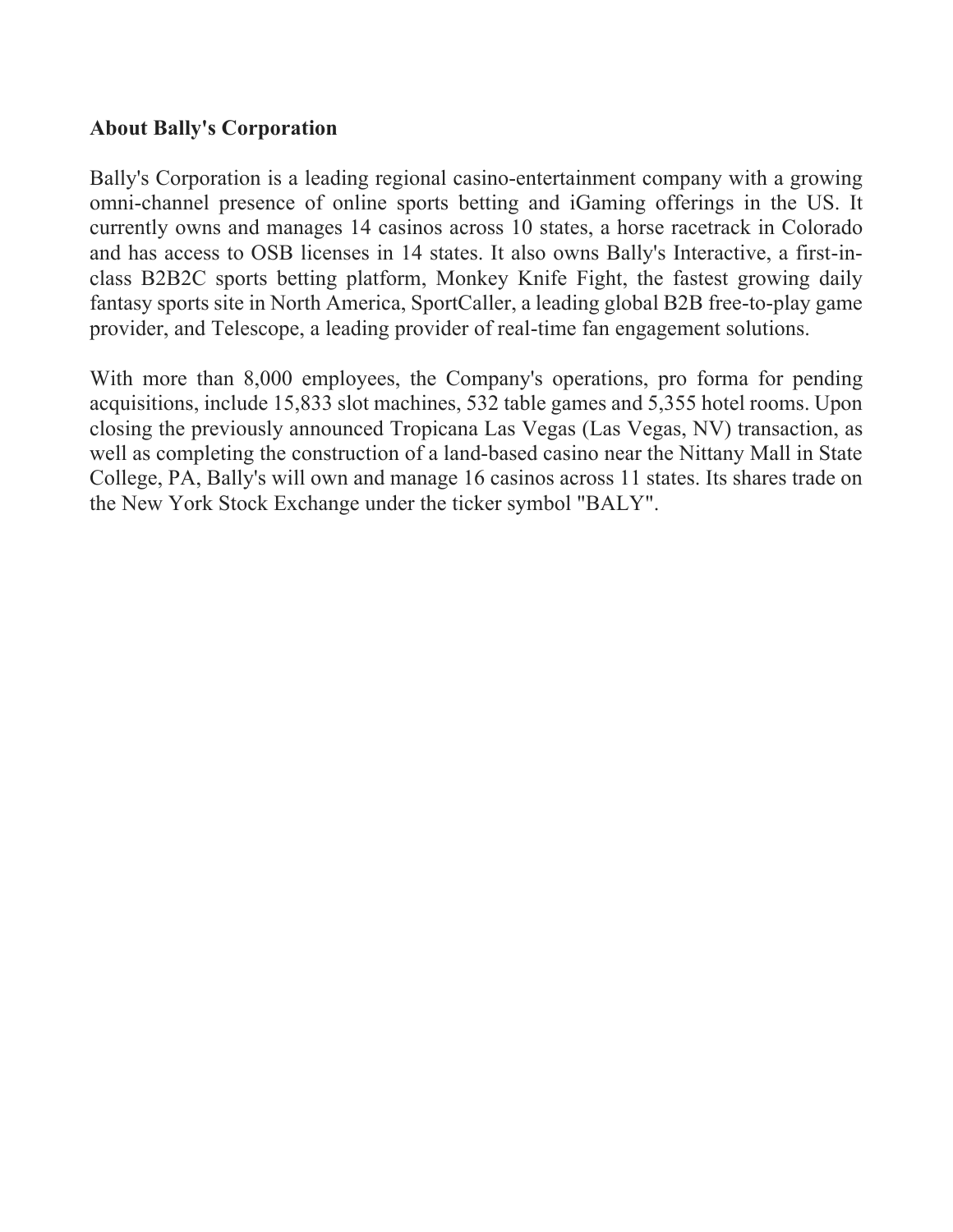**About Bally's Corporation**

Bally's Corporation is a leading regional casino-entertainment company with a growing omni-channel presence of online sports betting and iGaming offerings in the US. It currently owns and manages 14 casinos across 10 states, a horse racetrack in Colorado and has access to OSB licenses in 14 states. It also owns Bally's Interactive, a first-in-class B2B2C sports betting platform, Monkey Knife Fight, the fastest growing daily fantasy sports site in North America, SportCaller, a leading global B2B free-to-play game provider, and Telescope, a leading provider of real-time fan engagement solutions.

With more than 8,000 employees, the Company's operations, pro forma for pending acquisitions, include 15,833 slot machines, 532 table games and 5,355 hotel rooms. Upon closing the previously announced Tropicana Las Vegas (Las Vegas, NV) transaction, as well as completing the construction of a land-based casino near the Nittany Mall in State College, PA, Bally's will own and manage 16 casinos across 11 states. Its shares trade on the New York Stock Exchange under the ticker symbol "BALY".